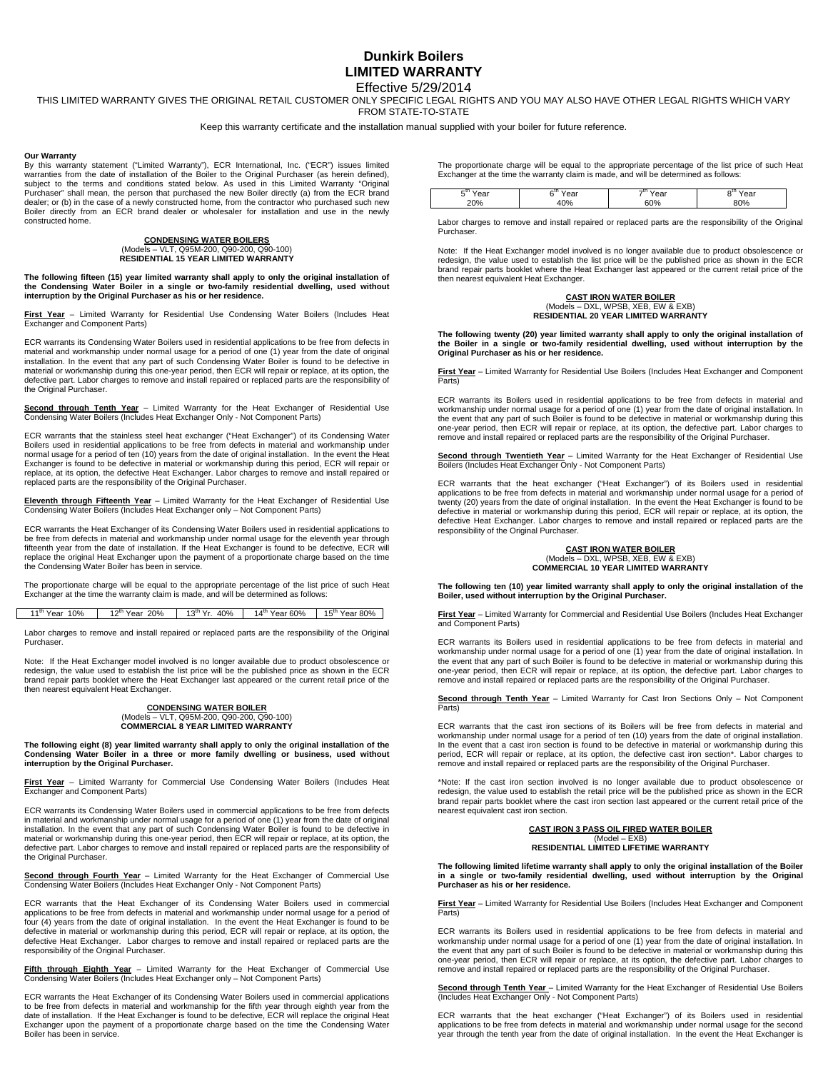# Dunkirk Boilers
# LIMITED WARRANTY

Effective 5/29/2014

THIS LIMITED WARRANTY GIVES THE ORIGINAL RETAIL CUSTOMER ONLY SPECIFIC LEGAL RIGHTS AND YOU MAY ALSO HAVE OTHER LEGAL RIGHTS WHICH VARY FROM STATE-TO-STATE

Keep this warranty certificate and the installation manual supplied with your boiler for future reference.

**Our Warranty**

By this warranty statement ("Limited Warranty"), ECR International, Inc. ("ECR") issues limited warranties from the date of installation of the Boiler to the Original Purchaser (as herein defined), subject to the terms and conditions stated below. As used in this Limited Warranty "Original Purchaser" shall mean, the person that purchased the new Boiler directly (a) from the ECR brand dealer; or (b) in the case of a newly constructed home, from the contractor who purchased such new Boiler directly from an ECR brand dealer or wholesaler for installation and use in the newly constructed home.

## CONDENSING WATER BOILERS
(Models – VLT, Q95M-200, Q90-200, Q90-100)
**RESIDENTIAL 15 YEAR LIMITED WARRANTY**

**The following fifteen (15) year limited warranty shall apply to only the original installation of the Condensing Water Boiler in a single or two-family residential dwelling, used without interruption by the Original Purchaser as his or her residence.**

**First Year** – Limited Warranty for Residential Use Condensing Water Boilers (Includes Heat Exchanger and Component Parts)

ECR warrants its Condensing Water Boilers used in residential applications to be free from defects in material and workmanship under normal usage for a period of one (1) year from the date of original installation. In the event that any part of such Condensing Water Boiler is found to be defective in material or workmanship during this one-year period, then ECR will repair or replace, at its option, the defective part. Labor charges to remove and install repaired or replaced parts are the responsibility of the Original Purchaser.

**Second through Tenth Year** – Limited Warranty for the Heat Exchanger of Residential Use Condensing Water Boilers (Includes Heat Exchanger Only - Not Component Parts)

ECR warrants that the stainless steel heat exchanger ("Heat Exchanger") of its Condensing Water Boilers used in residential applications to be free from defects in material and workmanship under normal usage for a period of ten (10) years from the date of original installation. In the event the Heat Exchanger is found to be defective in material or workmanship during this period, ECR will repair or replace, at its option, the defective Heat Exchanger. Labor charges to remove and install repaired or replaced parts are the responsibility of the Original Purchaser.

**Eleventh through Fifteenth Year** – Limited Warranty for the Heat Exchanger of Residential Use Condensing Water Boilers (Includes Heat Exchanger only – Not Component Parts)

ECR warrants the Heat Exchanger of its Condensing Water Boilers used in residential applications to be free from defects in material and workmanship under normal usage for the eleventh year through fifteenth year from the date of installation. If the Heat Exchanger is found to be defective, ECR will replace the original Heat Exchanger upon the payment of a proportionate charge based on the time the Condensing Water Boiler has been in service.

The proportionate charge will be equal to the appropriate percentage of the list price of such Heat Exchanger at the time the warranty claim is made, and will be determined as follows:

| 11th Year 10% | 12th Year 20% | 13th Yr. 40% | 14th Year 60% | 15th Year 80% |
|---|---|---|---|---|

Labor charges to remove and install repaired or replaced parts are the responsibility of the Original Purchaser.

Note: If the Heat Exchanger model involved is no longer available due to product obsolescence or redesign, the value used to establish the list price will be the published price as shown in the ECR brand repair parts booklet where the Heat Exchanger last appeared or the current retail price of the then nearest equivalent Heat Exchanger.

## CONDENSING WATER BOILER
(Models – VLT, Q95M-200, Q90-200, Q90-100)
**COMMERCIAL 8 YEAR LIMITED WARRANTY**

**The following eight (8) year limited warranty shall apply to only the original installation of the Condensing Water Boiler in a three or more family dwelling or business, used without interruption by the Original Purchaser.**

**First Year** – Limited Warranty for Commercial Use Condensing Water Boilers (Includes Heat Exchanger and Component Parts)

ECR warrants its Condensing Water Boilers used in commercial applications to be free from defects in material and workmanship under normal usage for a period of one (1) year from the date of original installation. In the event that any part of such Condensing Water Boiler is found to be defective in material or workmanship during this one-year period, then ECR will repair or replace, at its option, the defective part. Labor charges to remove and install repaired or replaced parts are the responsibility of the Original Purchaser.

**Second through Fourth Year** – Limited Warranty for the Heat Exchanger of Commercial Use Condensing Water Boilers (Includes Heat Exchanger Only - Not Component Parts)

ECR warrants that the Heat Exchanger of its Condensing Water Boilers used in commercial applications to be free from defects in material and workmanship under normal usage for a period of four (4) years from the date of original installation. In the event the Heat Exchanger is found to be defective in material or workmanship during this period, ECR will repair or replace, at its option, the defective Heat Exchanger. Labor charges to remove and install repaired or replaced parts are the responsibility of the Original Purchaser.

**Fifth through Eighth Year** – Limited Warranty for the Heat Exchanger of Commercial Use Condensing Water Boilers (Includes Heat Exchanger only – Not Component Parts)

ECR warrants the Heat Exchanger of its Condensing Water Boilers used in commercial applications to be free from defects in material and workmanship for the fifth year through eighth year from the date of installation. If the Heat Exchanger is found to be defective, ECR will replace the original Heat Exchanger upon the payment of a proportionate charge based on the time the Condensing Water Boiler has been in service.

The proportionate charge will be equal to the appropriate percentage of the list price of such Heat Exchanger at the time the warranty claim is made, and will be determined as follows:

| 5th Year | 6th Year | 7th Year | 8th Year |
|---|---|---|---|
| 20% | 40% | 60% | 80% |

Labor charges to remove and install repaired or replaced parts are the responsibility of the Original Purchaser.

Note: If the Heat Exchanger model involved is no longer available due to product obsolescence or redesign, the value used to establish the list price will be the published price as shown in the ECR brand repair parts booklet where the Heat Exchanger last appeared or the current retail price of the then nearest equivalent Heat Exchanger.

## CAST IRON WATER BOILER
(Models – DXL, WPSB, XEB, EW & EXB)
**RESIDENTIAL 20 YEAR LIMITED WARRANTY**

**The following twenty (20) year limited warranty shall apply to only the original installation of the Boiler in a single or two-family residential dwelling, used without interruption by the Original Purchaser as his or her residence.**

**First Year** – Limited Warranty for Residential Use Boilers (Includes Heat Exchanger and Component Parts)

ECR warrants its Boilers used in residential applications to be free from defects in material and workmanship under normal usage for a period of one (1) year from the date of original installation. In the event that any part of such Boiler is found to be defective in material or workmanship during this one-year period, then ECR will repair or replace, at its option, the defective part. Labor charges to remove and install repaired or replaced parts are the responsibility of the Original Purchaser.

**Second through Twentieth Year** – Limited Warranty for the Heat Exchanger of Residential Use Boilers (Includes Heat Exchanger Only - Not Component Parts)

ECR warrants that the heat exchanger ("Heat Exchanger") of its Boilers used in residential applications to be free from defects in material and workmanship under normal usage for a period of twenty (20) years from the date of original installation. In the event the Heat Exchanger is found to be defective in material or workmanship during this period, ECR will repair or replace, at its option, the defective Heat Exchanger. Labor charges to remove and install repaired or replaced parts are the responsibility of the Original Purchaser.

## CAST IRON WATER BOILER
(Models – DXL, WPSB, XEB, EW & EXB)
**COMMERCIAL 10 YEAR LIMITED WARRANTY**

**The following ten (10) year limited warranty shall apply to only the original installation of the Boiler, used without interruption by the Original Purchaser.**

**First Year** – Limited Warranty for Commercial and Residential Use Boilers (Includes Heat Exchanger and Component Parts)

ECR warrants its Boilers used in residential applications to be free from defects in material and workmanship under normal usage for a period of one (1) year from the date of original installation. In the event that any part of such Boiler is found to be defective in material or workmanship during this one-year period, then ECR will repair or replace, at its option, the defective part. Labor charges to remove and install repaired or replaced parts are the responsibility of the Original Purchaser.

**Second through Tenth Year** – Limited Warranty for Cast Iron Sections Only – Not Component Parts)

ECR warrants that the cast iron sections of its Boilers will be free from defects in material and workmanship under normal usage for a period of ten (10) years from the date of original installation. In the event that a cast iron section is found to be defective in material or workmanship during this period, ECR will repair or replace, at its option, the defective cast iron section*. Labor charges to remove and install repaired or replaced parts are the responsibility of the Original Purchaser.

*Note: If the cast iron section involved is no longer available due to product obsolescence or redesign, the value used to establish the retail price will be the published price as shown in the ECR brand repair parts booklet where the cast iron section last appeared or the current retail price of the nearest equivalent cast iron section.

## CAST IRON 3 PASS OIL FIRED WATER BOILER
(Model – EXB)
**RESIDENTIAL LIMITED LIFETIME WARRANTY**

**The following limited lifetime warranty shall apply to only the original installation of the Boiler in a single or two-family residential dwelling, used without interruption by the Original Purchaser as his or her residence.**

**First Year** – Limited Warranty for Residential Use Boilers (Includes Heat Exchanger and Component Parts)

ECR warrants its Boilers used in residential applications to be free from defects in material and workmanship under normal usage for a period of one (1) year from the date of original installation. In the event that any part of such Boiler is found to be defective in material or workmanship during this one-year period, then ECR will repair or replace, at its option, the defective part. Labor charges to remove and install repaired or replaced parts are the responsibility of the Original Purchaser.

**Second through Tenth Year** – Limited Warranty for the Heat Exchanger of Residential Use Boilers (Includes Heat Exchanger Only - Not Component Parts)

ECR warrants that the heat exchanger ("Heat Exchanger") of its Boilers used in residential applications to be free from defects in material and workmanship under normal usage for the second year through the tenth year from the date of original installation. In the event the Heat Exchanger is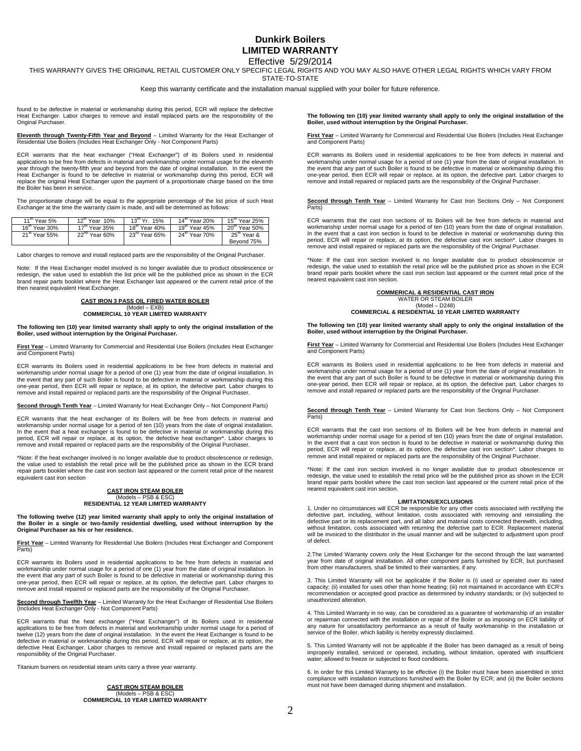# Dunkirk Boilers
## LIMITED WARRANTY

Effective 5/29/2014

THIS WARRANTY GIVES THE ORIGINAL RETAIL CUSTOMER ONLY SPECIFIC LEGAL RIGHTS AND YOU MAY ALSO HAVE OTHER LEGAL RIGHTS WHICH VARY FROM STATE-TO-STATE

Keep this warranty certificate and the installation manual supplied with your boiler for future reference.

found to be defective in material or workmanship during this period, ECR will replace the defective Heat Exchanger. Labor charges to remove and install replaced parts are the responsibility of the Original Purchaser.

**Eleventh through Twenty-Fifth Year and Beyond** – Limited Warranty for the Heat Exchanger of Residential Use Boilers (Includes Heat Exchanger Only - Not Component Parts)

ECR warrants that the heat exchanger ("Heat Exchanger") of its Boilers used in residential applications to be free from defects in material and workmanship under normal usage for the eleventh year through the twenty-fifth year and beyond from the date of original installation. In the event the Heat Exchanger is found to be defective in material or workmanship during this period, ECR will replace the original Heat Exchanger upon the payment of a proportionate charge based on the time the Boiler has been in service.

The proportionate charge will be equal to the appropriate percentage of the list price of such Heat Exchanger at the time the warranty claim is made, and will be determined as follows:

| | | | | |
|---|---|---|---|---|
| 11th Year 5% | 12th Year 10% | 13th Yr. 15% | 14th Year 20% | 15th Year 25% |
| 16th Year 30% | 17th Year 35% | 18th Year 40% | 19th Year 45% | 20th Year 50% |
| 21st Year 55% | 22nd Year 60% | 23rd Year 65% | 24th Year 70% | 25th Year & Beyond 75% |

Labor charges to remove and install replaced parts are the responsibility of the Original Purchaser.

Note: If the Heat Exchanger model involved is no longer available due to product obsolescence or redesign, the value used to establish the list price will be the published price as shown in the ECR brand repair parts booklet where the Heat Exchanger last appeared or the current retail price of the then nearest equivalent Heat Exchanger.

### CAST IRON 3 PASS OIL FIRED WATER BOILER
(Model – EXB)
**COMMERCIAL 10 YEAR LIMITED WARRANTY**

**The following ten (10) year limited warranty shall apply to only the original installation of the Boiler, used without interruption by the Original Purchaser.**

**First Year** – Limited Warranty for Commercial and Residential Use Boilers (Includes Heat Exchanger and Component Parts)

ECR warrants its Boilers used in residential applications to be free from defects in material and workmanship under normal usage for a period of one (1) year from the date of original installation. In the event that any part of such Boiler is found to be defective in material or workmanship during this one-year period, then ECR will repair or replace, at its option, the defective part. Labor charges to remove and install repaired or replaced parts are the responsibility of the Original Purchaser.

**Second through Tenth Year** – Limited Warranty for Heat Exchanger Only – Not Component Parts)

ECR warrants that the heat exchanger of its Boilers will be free from defects in material and workmanship under normal usage for a period of ten (10) years from the date of original installation. In the event that a heat exchanger is found to be defective in material or workmanship during this period, ECR will repair or replace, at its option, the defective heat exchanger*. Labor charges to remove and install repaired or replaced parts are the responsibility of the Original Purchaser.

*Note: If the heat exchanger involved is no longer available due to product obsolescence or redesign, the value used to establish the retail price will be the published price as shown in the ECR brand repair parts booklet where the cast iron section last appeared or the current retail price of the nearest equivalent cast iron section

### CAST IRON STEAM BOILER
(Models – PSB & ESC)
**RESIDENTIAL 12 YEAR LIMITED WARRANTY**

**The following twelve (12) year limited warranty shall apply to only the original installation of the Boiler in a single or two-family residential dwelling, used without interruption by the Original Purchaser as his or her residence.**

**First Year** – Limited Warranty for Residential Use Boilers (Includes Heat Exchanger and Component Parts)

ECR warrants its Boilers used in residential applications to be free from defects in material and workmanship under normal usage for a period of one (1) year from the date of original installation. In the event that any part of such Boiler is found to be defective in material or workmanship during this one-year period, then ECR will repair or replace, at its option, the defective part. Labor charges to remove and install repaired or replaced parts are the responsibility of the Original Purchaser.

**Second through Twelfth Year** – Limited Warranty for the Heat Exchanger of Residential Use Boilers (Includes Heat Exchanger Only - Not Component Parts)

ECR warrants that the heat exchanger ("Heat Exchanger") of its Boilers used in residential applications to be free from defects in material and workmanship under normal usage for a period of twelve (12) years from the date of original installation. In the event the Heat Exchanger is found to be defective in material or workmanship during this period, ECR will repair or replace, at its option, the defective Heat Exchanger. Labor charges to remove and install repaired or replaced parts are the responsibility of the Original Purchaser.

Titanium burners on residential steam units carry a three year warranty.

### CAST IRON STEAM BOILER
(Models – PSB & ESC)
**COMMERCIAL 10 YEAR LIMITED WARRANTY**

**The following ten (10) year limited warranty shall apply to only the original installation of the Boiler, used without interruption by the Original Purchaser.**

**First Year** – Limited Warranty for Commercial and Residential Use Boilers (Includes Heat Exchanger and Component Parts)

ECR warrants its Boilers used in residential applications to be free from defects in material and workmanship under normal usage for a period of one (1) year from the date of original installation. In the event that any part of such Boiler is found to be defective in material or workmanship during this one-year period, then ECR will repair or replace, at its option, the defective part. Labor charges to remove and install repaired or replaced parts are the responsibility of the Original Purchaser.

**Second through Tenth Year** – Limited Warranty for Cast Iron Sections Only – Not Component Parts)

ECR warrants that the cast iron sections of its Boilers will be free from defects in material and workmanship under normal usage for a period of ten (10) years from the date of original installation. In the event that a cast iron section is found to be defective in material or workmanship during this period, ECR will repair or replace, at its option, the defective cast iron section*. Labor charges to remove and install repaired or replaced parts are the responsibility of the Original Purchaser.

*Note: If the cast iron section involved is no longer available due to product obsolescence or redesign, the value used to establish the retail price will be the published price as shown in the ECR brand repair parts booklet where the cast iron section last appeared or the current retail price of the nearest equivalent cast iron section.

### COMMERICAL & RESIDENTIAL CAST IRON
WATER OR STEAM BOILER
(Model – D248)
**COMMERCIAL & RESIDENTIAL 10 YEAR LIMITED WARRANTY**

**The following ten (10) year limited warranty shall apply to only the original installation of the Boiler, used without interruption by the Original Purchaser.**

**First Year** – Limited Warranty for Commercial and Residential Use Boilers (Includes Heat Exchanger and Component Parts)

ECR warrants its Boilers used in residential applications to be free from defects in material and workmanship under normal usage for a period of one (1) year from the date of original installation. In the event that any part of such Boiler is found to be defective in material or workmanship during this one-year period, then ECR will repair or replace, at its option, the defective part. Labor charges to remove and install repaired or replaced parts are the responsibility of the Original Purchaser.

**Second through Tenth Year** – Limited Warranty for Cast Iron Sections Only – Not Component Parts)

ECR warrants that the cast iron sections of its Boilers will be free from defects in material and workmanship under normal usage for a period of ten (10) years from the date of original installation. In the event that a cast iron section is found to be defective in material or workmanship during this period, ECR will repair or replace, at its option, the defective cast iron section*. Labor charges to remove and install repaired or replaced parts are the responsibility of the Original Purchaser.

*Note: If the cast iron section involved is no longer available due to product obsolescence or redesign, the value used to establish the retail price will be the published price as shown in the ECR brand repair parts booklet where the cast iron section last appeared or the current retail price of the nearest equivalent cast iron section.

### LIMITATIONS/EXCLUSIONS

1. Under no circumstances will ECR be responsible for any other costs associated with rectifying the defective part, including, without limitation, costs associated with removing and reinstalling the defective part or its replacement part, and all labor and material costs connected therewith, including, without limitation, costs associated with returning the defective part to ECR. Replacement material will be invoiced to the distributor in the usual manner and will be subjected to adjustment upon proof of defect.

2.The Limited Warranty covers only the Heat Exchanger for the second through the last warranted year from date of original installation. All other component parts furnished by ECR, but purchased from other manufacturers, shall be limited to their warranties, if any.

3. This Limited Warranty will not be applicable if the Boiler is (i) used or operated over its rated capacity; (ii) installed for uses other than home heating; (iii) not maintained in accordance with ECR's recommendation or accepted good practice as determined by industry standards; or (iv) subjected to unauthorized alteration.

4. This Limited Warranty in no way, can be considered as a guarantee of workmanship of an installer or repairman connected with the installation or repair of the Boiler or as imposing on ECR liability of any nature for unsatisfactory performance as a result of faulty workmanship in the installation or service of the Boiler, which liability is hereby expressly disclaimed.

5. This Limited Warranty will not be applicable if the Boiler has been damaged as a result of being improperly installed, serviced or operated, including, without limitation, operated with insufficient water; allowed to freeze or subjected to flood conditions.

6. In order for this Limited Warranty to be effective (i) the Boiler must have been assembled in strict compliance with installation instructions furnished with the Boiler by ECR; and (ii) the Boiler sections must not have been damaged during shipment and installation.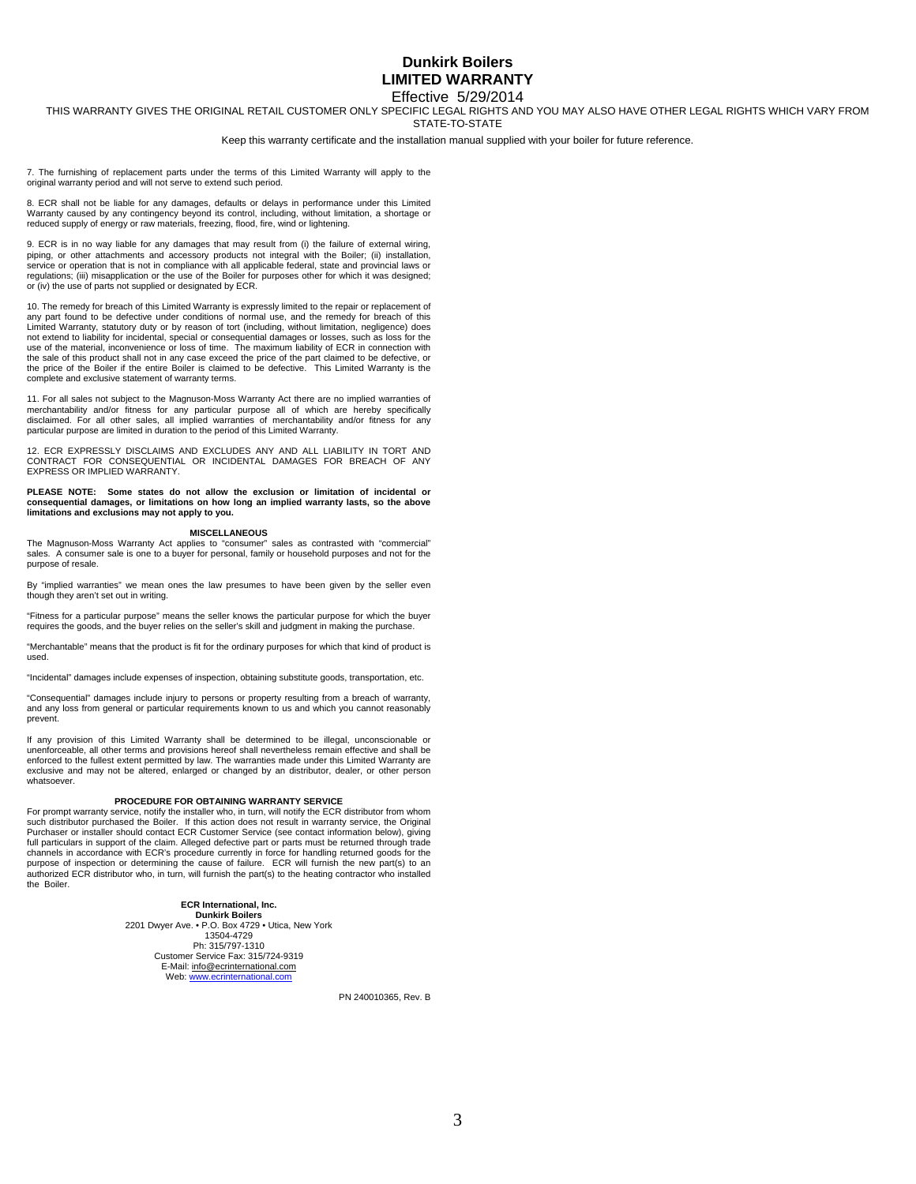# Dunkirk Boilers
# LIMITED WARRANTY

Effective 5/29/2014

THIS WARRANTY GIVES THE ORIGINAL RETAIL CUSTOMER ONLY SPECIFIC LEGAL RIGHTS AND YOU MAY ALSO HAVE OTHER LEGAL RIGHTS WHICH VARY FROM STATE-TO-STATE

Keep this warranty certificate and the installation manual supplied with your boiler for future reference.

7. The furnishing of replacement parts under the terms of this Limited Warranty will apply to the original warranty period and will not serve to extend such period.

8. ECR shall not be liable for any damages, defaults or delays in performance under this Limited Warranty caused by any contingency beyond its control, including, without limitation, a shortage or reduced supply of energy or raw materials, freezing, flood, fire, wind or lightening.

9. ECR is in no way liable for any damages that may result from (i) the failure of external wiring, piping, or other attachments and accessory products not integral with the Boiler; (ii) installation, service or operation that is not in compliance with all applicable federal, state and provincial laws or regulations; (iii) misapplication or the use of the Boiler for purposes other for which it was designed; or (iv) the use of parts not supplied or designated by ECR.

10. The remedy for breach of this Limited Warranty is expressly limited to the repair or replacement of any part found to be defective under conditions of normal use, and the remedy for breach of this Limited Warranty, statutory duty or by reason of tort (including, without limitation, negligence) does not extend to liability for incidental, special or consequential damages or losses, such as loss for the use of the material, inconvenience or loss of time. The maximum liability of ECR in connection with the sale of this product shall not in any case exceed the price of the part claimed to be defective, or the price of the Boiler if the entire Boiler is claimed to be defective. This Limited Warranty is the complete and exclusive statement of warranty terms.

11. For all sales not subject to the Magnuson-Moss Warranty Act there are no implied warranties of merchantability and/or fitness for any particular purpose all of which are hereby specifically disclaimed. For all other sales, all implied warranties of merchantability and/or fitness for any particular purpose are limited in duration to the period of this Limited Warranty.

12. ECR EXPRESSLY DISCLAIMS AND EXCLUDES ANY AND ALL LIABILITY IN TORT AND CONTRACT FOR CONSEQUENTIAL OR INCIDENTAL DAMAGES FOR BREACH OF ANY EXPRESS OR IMPLIED WARRANTY.

**PLEASE NOTE: Some states do not allow the exclusion or limitation of incidental or consequential damages, or limitations on how long an implied warranty lasts, so the above limitations and exclusions may not apply to you.**

### MISCELLANEOUS

The Magnuson-Moss Warranty Act applies to "consumer" sales as contrasted with "commercial" sales. A consumer sale is one to a buyer for personal, family or household purposes and not for the purpose of resale.

By "implied warranties" we mean ones the law presumes to have been given by the seller even though they aren't set out in writing.

"Fitness for a particular purpose" means the seller knows the particular purpose for which the buyer requires the goods, and the buyer relies on the seller's skill and judgment in making the purchase.

"Merchantable" means that the product is fit for the ordinary purposes for which that kind of product is used.

"Incidental" damages include expenses of inspection, obtaining substitute goods, transportation, etc.

"Consequential" damages include injury to persons or property resulting from a breach of warranty, and any loss from general or particular requirements known to us and which you cannot reasonably prevent.

If any provision of this Limited Warranty shall be determined to be illegal, unconscionable or unenforceable, all other terms and provisions hereof shall nevertheless remain effective and shall be enforced to the fullest extent permitted by law. The warranties made under this Limited Warranty are exclusive and may not be altered, enlarged or changed by an distributor, dealer, or other person whatsoever.

### PROCEDURE FOR OBTAINING WARRANTY SERVICE

For prompt warranty service, notify the installer who, in turn, will notify the ECR distributor from whom such distributor purchased the Boiler. If this action does not result in warranty service, the Original Purchaser or installer should contact ECR Customer Service (see contact information below), giving full particulars in support of the claim. Alleged defective part or parts must be returned through trade channels in accordance with ECR's procedure currently in force for handling returned goods for the purpose of inspection or determining the cause of failure. ECR will furnish the new part(s) to an authorized ECR distributor who, in turn, will furnish the part(s) to the heating contractor who installed the Boiler.

**ECR International, Inc.**
**Dunkirk Boilers**
2201 Dwyer Ave. • P.O. Box 4729 • Utica, New York 13504-4729
Ph: 315/797-1310
Customer Service Fax: 315/724-9319
E-Mail: info@ecrinternational.com
Web: www.ecrinternational.com

PN 240010365, Rev. B